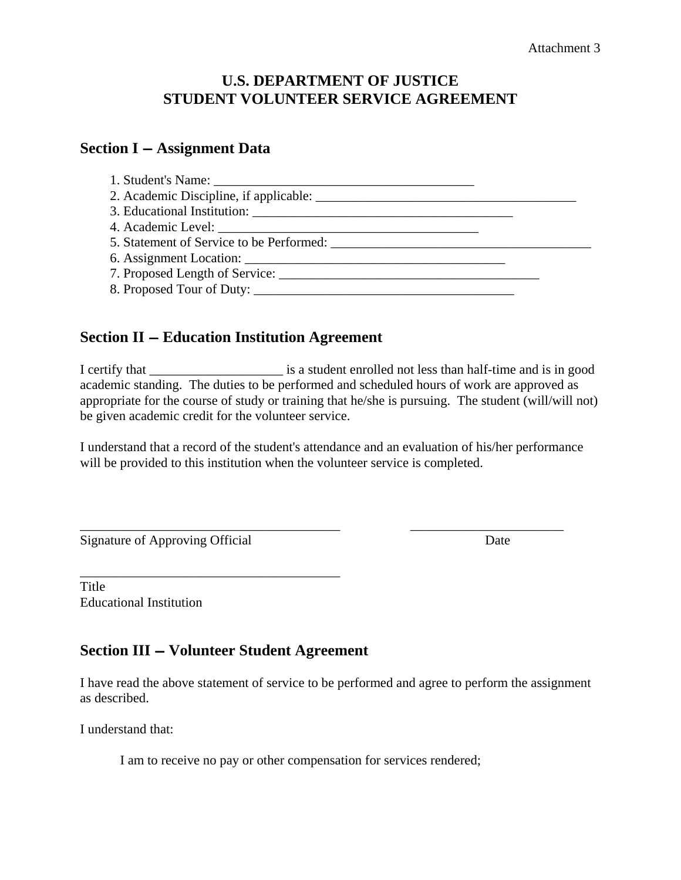Attachment 3

# U.S. DEPARTMENT OF JUSTICE
# STUDENT VOLUNTEER SERVICE AGREEMENT

## Section I – Assignment Data

1. Student's Name: ________________________________________
2. Academic Discipline, if applicable: ________________________________________
3. Educational Institution: ________________________________________
4. Academic Level: ________________________________________
5. Statement of Service to be Performed: ________________________________________
6. Assignment Location: ________________________________________
7. Proposed Length of Service: ________________________________________
8. Proposed Tour of Duty: ________________________________________

## Section II – Education Institution Agreement

I certify that ____________________ is a student enrolled not less than half-time and is in good academic standing. The duties to be performed and scheduled hours of work are approved as appropriate for the course of study or training that he/she is pursuing. The student (will/will not) be given academic credit for the volunteer service.

I understand that a record of the student's attendance and an evaluation of his/her performance will be provided to this institution when the volunteer service is completed.

________________________________________ ________________________
Signature of Approving Official Date

________________________________________
Title
Educational Institution

## Section III – Volunteer Student Agreement

I have read the above statement of service to be performed and agree to perform the assignment as described.

I understand that:

I am to receive no pay or other compensation for services rendered;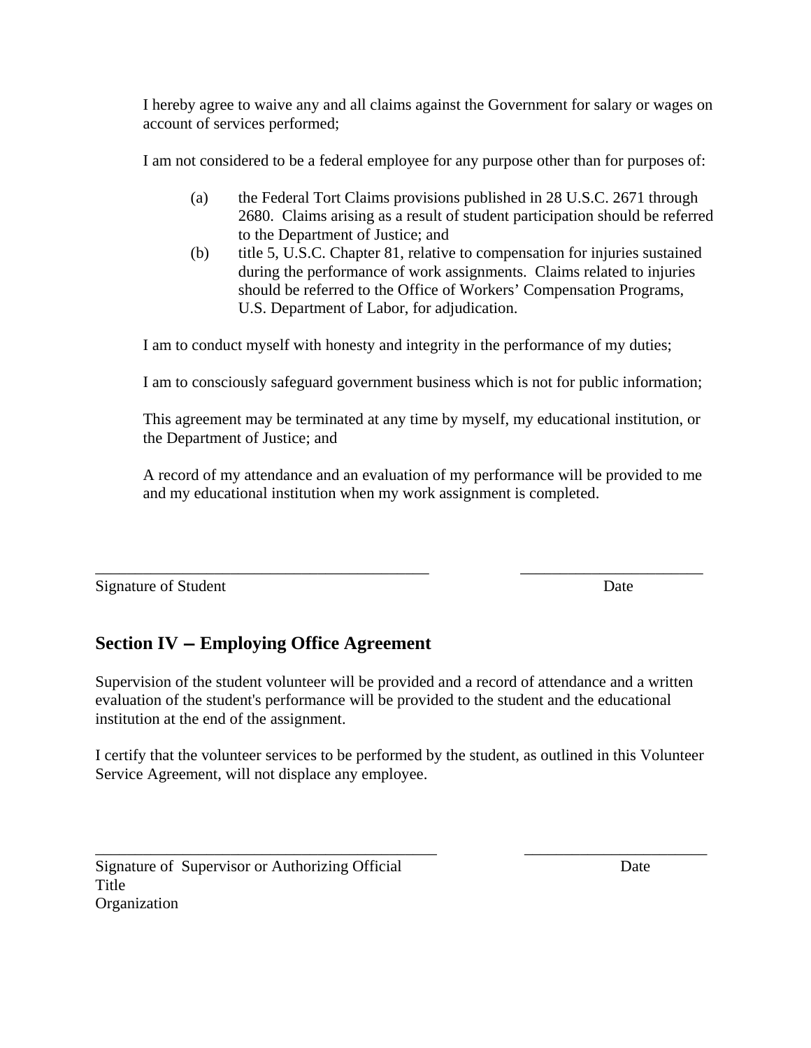I hereby agree to waive any and all claims against the Government for salary or wages on account of services performed;

I am not considered to be a federal employee for any purpose other than for purposes of:

(a) the Federal Tort Claims provisions published in 28 U.S.C. 2671 through 2680. Claims arising as a result of student participation should be referred to the Department of Justice; and

(b) title 5, U.S.C. Chapter 81, relative to compensation for injuries sustained during the performance of work assignments. Claims related to injuries should be referred to the Office of Workers' Compensation Programs, U.S. Department of Labor, for adjudication.

I am to conduct myself with honesty and integrity in the performance of my duties;

I am to consciously safeguard government business which is not for public information;

This agreement may be terminated at any time by myself, my educational institution, or the Department of Justice; and

A record of my attendance and an evaluation of my performance will be provided to me and my educational institution when my work assignment is completed.

\_\_\_\_\_\_\_\_\_\_\_\_\_\_\_\_\_\_\_\_\_\_\_\_\_\_\_\_\_\_\_\_\_\_\_\_\_\_\_\_\_ \_\_\_\_\_\_\_\_\_\_\_\_\_\_\_\_\_\_\_\_\_\_\_

Signature of Student Date

## Section IV – Employing Office Agreement

Supervision of the student volunteer will be provided and a record of attendance and a written evaluation of the student's performance will be provided to the student and the educational institution at the end of the assignment.

I certify that the volunteer services to be performed by the student, as outlined in this Volunteer Service Agreement, will not displace any employee.

\_\_\_\_\_\_\_\_\_\_\_\_\_\_\_\_\_\_\_\_\_\_\_\_\_\_\_\_\_\_\_\_\_\_\_\_\_\_\_\_\_ \_\_\_\_\_\_\_\_\_\_\_\_\_\_\_\_\_\_\_\_\_\_\_

Signature of Supervisor or Authorizing Official Date
Title
Organization